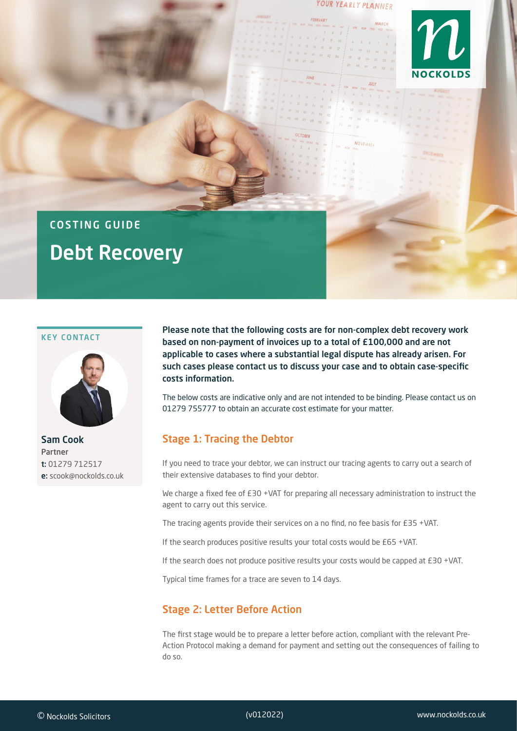COSTING GUIDE

# Debt Recovery

KEY CONTACT

**Sam Cook**
Partner
**t:** 01279 712517
**e:** scook@nockolds.co.uk

**Please note that the following costs are for non-complex debt recovery work based on non-payment of invoices up to a total of £100,000 and are not applicable to cases where a substantial legal dispute has already arisen. For such cases please contact us to discuss your case and to obtain case-specific costs information.**

The below costs are indicative only and are not intended to be binding. Please contact us on 01279 755777 to obtain an accurate cost estimate for your matter.

## Stage 1: Tracing the Debtor

If you need to trace your debtor, we can instruct our tracing agents to carry out a search of their extensive databases to find your debtor.

We charge a fixed fee of £30 +VAT for preparing all necessary administration to instruct the agent to carry out this service.

The tracing agents provide their services on a no find, no fee basis for £35 +VAT.

If the search produces positive results your total costs would be £65 +VAT.

If the search does not produce positive results your costs would be capped at £30 +VAT.

Typical time frames for a trace are seven to 14 days.

## Stage 2: Letter Before Action

The first stage would be to prepare a letter before action, compliant with the relevant Pre-Action Protocol making a demand for payment and setting out the consequences of failing to do so.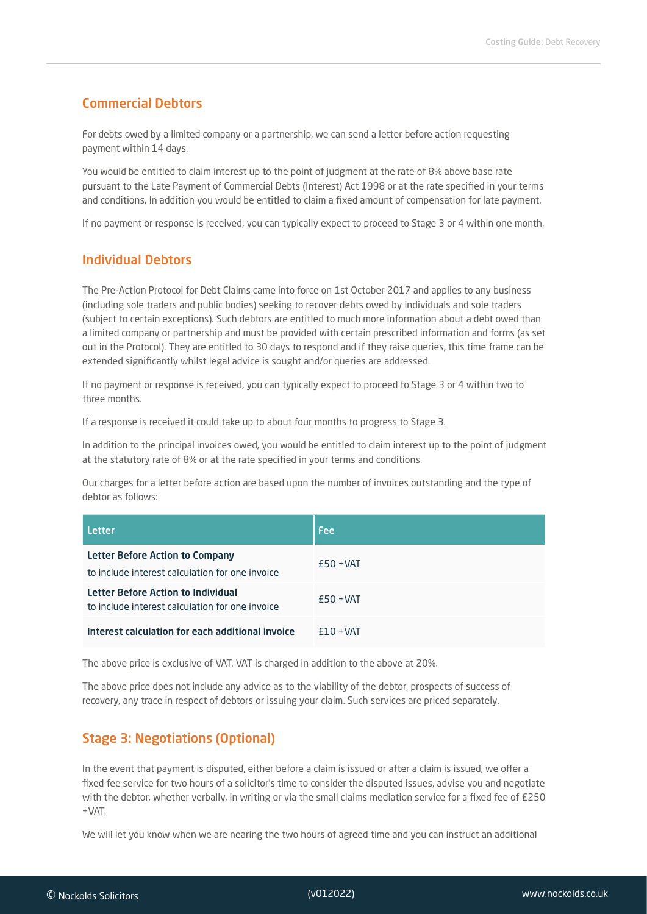## Commercial Debtors

For debts owed by a limited company or a partnership, we can send a letter before action requesting payment within 14 days.

You would be entitled to claim interest up to the point of judgment at the rate of 8% above base rate pursuant to the Late Payment of Commercial Debts (Interest) Act 1998 or at the rate specified in your terms and conditions. In addition you would be entitled to claim a fixed amount of compensation for late payment.

If no payment or response is received, you can typically expect to proceed to Stage 3 or 4 within one month.

## Individual Debtors

The Pre-Action Protocol for Debt Claims came into force on 1st October 2017 and applies to any business (including sole traders and public bodies) seeking to recover debts owed by individuals and sole traders (subject to certain exceptions). Such debtors are entitled to much more information about a debt owed than a limited company or partnership and must be provided with certain prescribed information and forms (as set out in the Protocol). They are entitled to 30 days to respond and if they raise queries, this time frame can be extended significantly whilst legal advice is sought and/or queries are addressed.

If no payment or response is received, you can typically expect to proceed to Stage 3 or 4 within two to three months.

If a response is received it could take up to about four months to progress to Stage 3.

In addition to the principal invoices owed, you would be entitled to claim interest up to the point of judgment at the statutory rate of 8% or at the rate specified in your terms and conditions.

Our charges for a letter before action are based upon the number of invoices outstanding and the type of debtor as follows:

| Letter | Fee |
|---|---|
| **Letter Before Action to Company** to include interest calculation for one invoice | £50 +VAT |
| **Letter Before Action to Individual** to include interest calculation for one invoice | £50 +VAT |
| **Interest calculation for each additional invoice** | £10 +VAT |

The above price is exclusive of VAT. VAT is charged in addition to the above at 20%.

The above price does not include any advice as to the viability of the debtor, prospects of success of recovery, any trace in respect of debtors or issuing your claim. Such services are priced separately.

## Stage 3: Negotiations (Optional)

In the event that payment is disputed, either before a claim is issued or after a claim is issued, we offer a fixed fee service for two hours of a solicitor's time to consider the disputed issues, advise you and negotiate with the debtor, whether verbally, in writing or via the small claims mediation service for a fixed fee of £250 +VAT.

We will let you know when we are nearing the two hours of agreed time and you can instruct an additional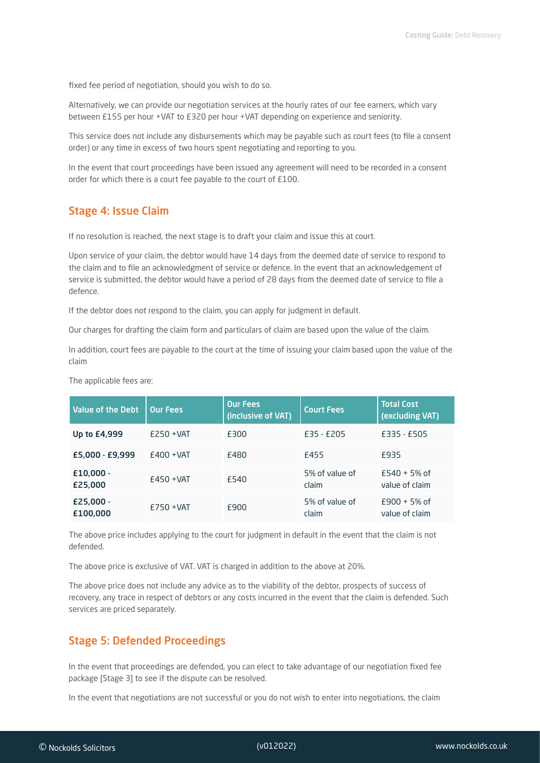fixed fee period of negotiation, should you wish to do so.

Alternatively, we can provide our negotiation services at the hourly rates of our fee earners, which vary between £155 per hour +VAT to £320 per hour +VAT depending on experience and seniority.

This service does not include any disbursements which may be payable such as court fees (to file a consent order) or any time in excess of two hours spent negotiating and reporting to you.

In the event that court proceedings have been issued any agreement will need to be recorded in a consent order for which there is a court fee payable to the court of £100.

## Stage 4: Issue Claim

If no resolution is reached, the next stage is to draft your claim and issue this at court.

Upon service of your claim, the debtor would have 14 days from the deemed date of service to respond to the claim and to file an acknowledgment of service or defence. In the event that an acknowledgement of service is submitted, the debtor would have a period of 28 days from the deemed date of service to file a defence.

If the debtor does not respond to the claim, you can apply for judgment in default.

Our charges for drafting the claim form and particulars of claim are based upon the value of the claim.

In addition, court fees are payable to the court at the time of issuing your claim based upon the value of the claim

The applicable fees are:

| Value of the Debt | Our Fees | Our Fees (inclusive of VAT) | Court Fees | Total Cost (excluding VAT) |
|---|---|---|---|---|
| **Up to £4,999** | £250 +VAT | £300 | £35 - £205 | £335 - £505 |
| **£5,000 - £9,999** | £400 +VAT | £480 | £455 | £935 |
| **£10,000 - £25,000** | £450 +VAT | £540 | 5% of value of claim | £540 + 5% of value of claim |
| **£25,000 - £100,000** | £750 +VAT | £900 | 5% of value of claim | £900 + 5% of value of claim |

The above price includes applying to the court for judgment in default in the event that the claim is not defended.

The above price is exclusive of VAT. VAT is charged in addition to the above at 20%.

The above price does not include any advice as to the viability of the debtor, prospects of success of recovery, any trace in respect of debtors or any costs incurred in the event that the claim is defended. Such services are priced separately.

## Stage 5: Defended Proceedings

In the event that proceedings are defended, you can elect to take advantage of our negotiation fixed fee package [Stage 3] to see if the dispute can be resolved.

In the event that negotiations are not successful or you do not wish to enter into negotiations, the claim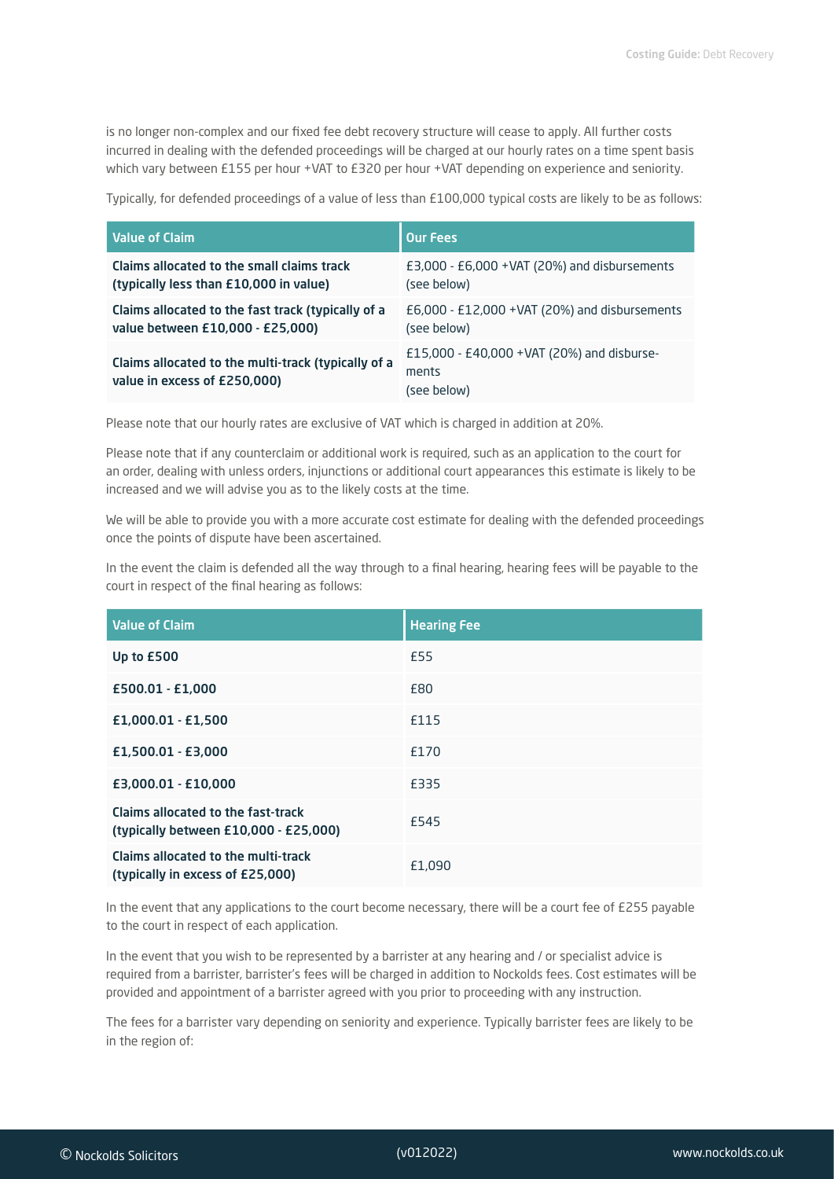is no longer non-complex and our fixed fee debt recovery structure will cease to apply. All further costs incurred in dealing with the defended proceedings will be charged at our hourly rates on a time spent basis which vary between £155 per hour +VAT to £320 per hour +VAT depending on experience and seniority.

Typically, for defended proceedings of a value of less than £100,000 typical costs are likely to be as follows:

| Value of Claim | Our Fees |
| --- | --- |
| **Claims allocated to the small claims track (typically less than £10,000 in value)** | £3,000 - £6,000 +VAT (20%) and disbursements (see below) |
| **Claims allocated to the fast track (typically of a value between £10,000 - £25,000)** | £6,000 - £12,000 +VAT (20%) and disbursements (see below) |
| **Claims allocated to the multi-track (typically of a value in excess of £250,000)** | £15,000 - £40,000 +VAT (20%) and disbursements (see below) |

Please note that our hourly rates are exclusive of VAT which is charged in addition at 20%.

Please note that if any counterclaim or additional work is required, such as an application to the court for an order, dealing with unless orders, injunctions or additional court appearances this estimate is likely to be increased and we will advise you as to the likely costs at the time.

We will be able to provide you with a more accurate cost estimate for dealing with the defended proceedings once the points of dispute have been ascertained.

In the event the claim is defended all the way through to a final hearing, hearing fees will be payable to the court in respect of the final hearing as follows:

| Value of Claim | Hearing Fee |
| --- | --- |
| **Up to £500** | £55 |
| **£500.01 - £1,000** | £80 |
| **£1,000.01 - £1,500** | £115 |
| **£1,500.01 - £3,000** | £170 |
| **£3,000.01 - £10,000** | £335 |
| **Claims allocated to the fast-track (typically between £10,000 - £25,000)** | £545 |
| **Claims allocated to the multi-track (typically in excess of £25,000)** | £1,090 |

In the event that any applications to the court become necessary, there will be a court fee of £255 payable to the court in respect of each application.

In the event that you wish to be represented by a barrister at any hearing and / or specialist advice is required from a barrister, barrister's fees will be charged in addition to Nockolds fees. Cost estimates will be provided and appointment of a barrister agreed with you prior to proceeding with any instruction.

The fees for a barrister vary depending on seniority and experience. Typically barrister fees are likely to be in the region of: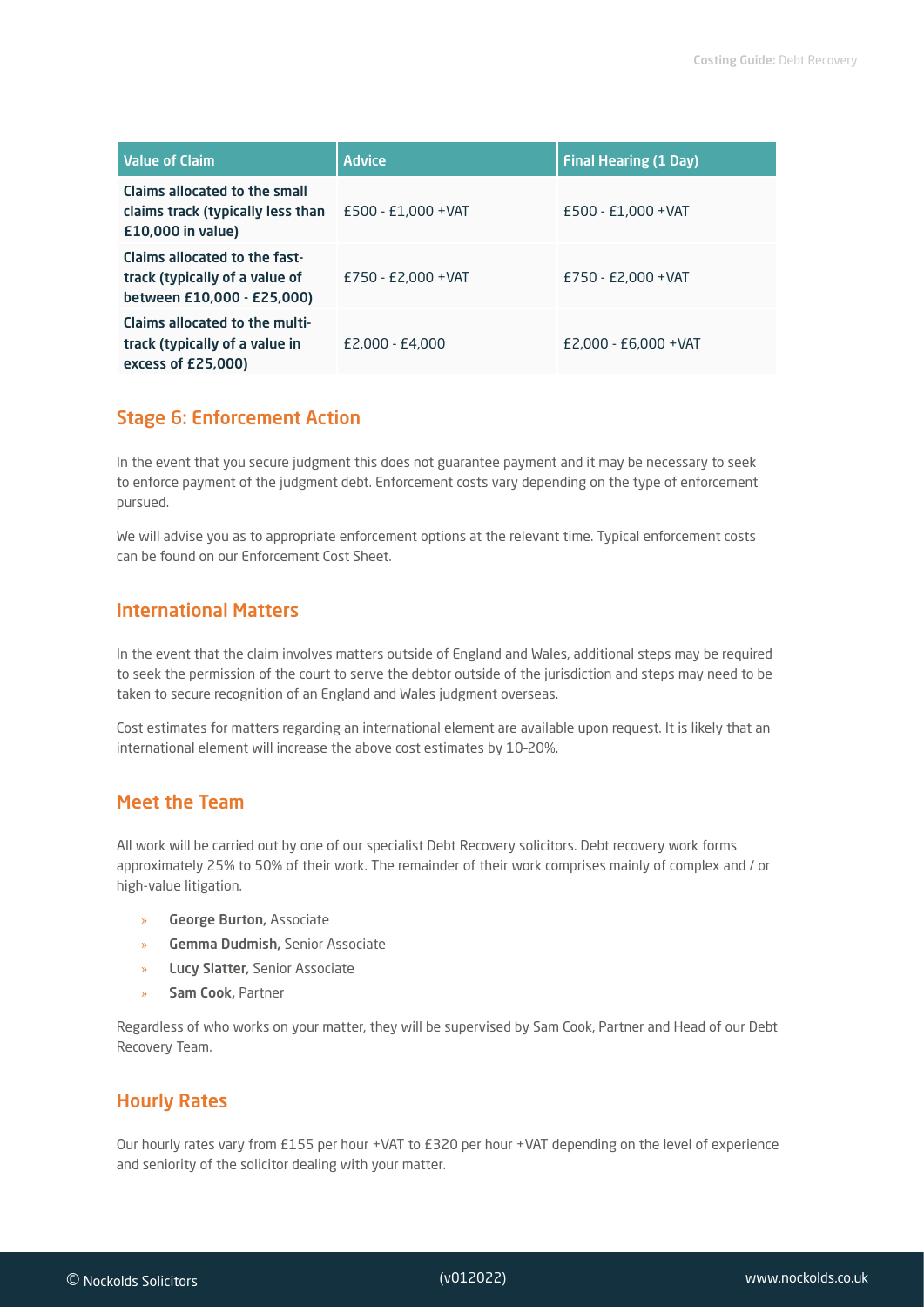| Value of Claim | Advice | Final Hearing (1 Day) |
|---|---|---|
| **Claims allocated to the small claims track (typically less than £10,000 in value)** | £500 - £1,000 +VAT | £500 - £1,000 +VAT |
| **Claims allocated to the fast-track (typically of a value of between £10,000 - £25,000)** | £750 - £2,000 +VAT | £750 - £2,000 +VAT |
| **Claims allocated to the multi-track (typically of a value in excess of £25,000)** | £2,000 - £4,000 | £2,000 - £6,000 +VAT |

## Stage 6: Enforcement Action

In the event that you secure judgment this does not guarantee payment and it may be necessary to seek to enforce payment of the judgment debt. Enforcement costs vary depending on the type of enforcement pursued.

We will advise you as to appropriate enforcement options at the relevant time. Typical enforcement costs can be found on our Enforcement Cost Sheet.

## International Matters

In the event that the claim involves matters outside of England and Wales, additional steps may be required to seek the permission of the court to serve the debtor outside of the jurisdiction and steps may need to be taken to secure recognition of an England and Wales judgment overseas.

Cost estimates for matters regarding an international element are available upon request. It is likely that an international element will increase the above cost estimates by 10-20%.

## Meet the Team

All work will be carried out by one of our specialist Debt Recovery solicitors. Debt recovery work forms approximately 25% to 50% of their work. The remainder of their work comprises mainly of complex and / or high-value litigation.

- **George Burton,** Associate
- **Gemma Dudmish,** Senior Associate
- **Lucy Slatter,** Senior Associate
- **Sam Cook,** Partner

Regardless of who works on your matter, they will be supervised by Sam Cook, Partner and Head of our Debt Recovery Team.

## Hourly Rates

Our hourly rates vary from £155 per hour +VAT to £320 per hour +VAT depending on the level of experience and seniority of the solicitor dealing with your matter.